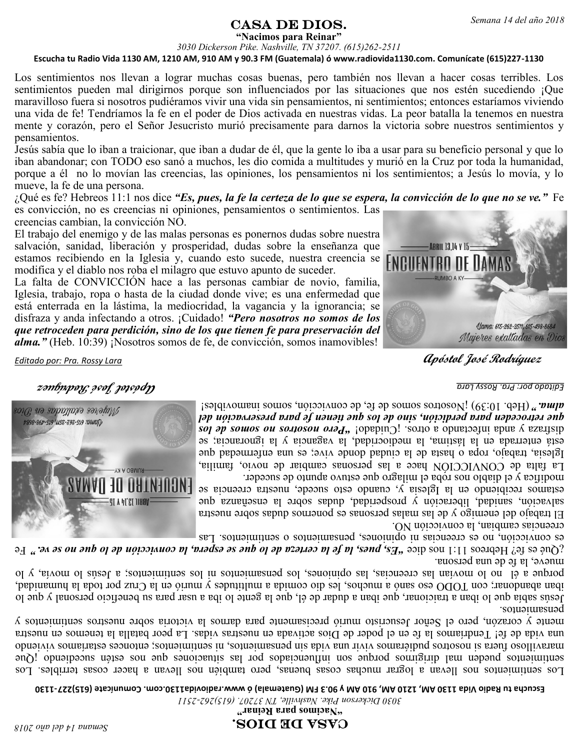Semana 14 del año 2018

# CASA DE DIOS.

**"Nacimos para Reinar"**

*3030 Dickerson Pike. Nashville, TN 37207. (615)262-2511*

**Escucha tu Radio Vida 1130 AM, 1210 AM, 910 AM y 90.3 FM (Guatemala) ó www.radiovida1130.com. Comunícate (615)227-1130**

Los sentimientos nos llevan a lograr muchas cosas buenas, pero también nos llevan a hacer cosas terribles. Los sentimientos pueden mal dirigirnos porque son influenciados por las situaciones que nos estén sucediendo ¡Que maravilloso fuera si nosotros pudiéramos vivir una vida sin pensamientos, ni sentimientos; entonces estaríamos viviendo una vida de fe! Tendríamos la fe en el poder de Dios activada en nuestras vidas. La peor batalla la tenemos en nuestra mente y corazón, pero el Señor Jesucristo murió precisamente para darnos la victoria sobre nuestros sentimientos y pensamientos.

Jesús sabía que lo iban a traicionar, que iban a dudar de él, que la gente lo iba a usar para su beneficio personal y que lo iban abandonar; con TODO eso sanó a muchos, les dio comida a multitudes y murió en la Cruz por toda la humanidad, porque a él no lo movían las creencias, las opiniones, los pensamientos ni los sentimientos; a Jesús lo movía, y lo mueve, la fe de una persona.

¿Qué es fe? Hebreos 11:1 nos dice ***"Es, pues, la fe la certeza de lo que se espera, la convicción de lo que no se ve."*** Fe es convicción, no es creencias ni opiniones, pensamientos o sentimientos. Las creencias cambian, la convicción NO.

El trabajo del enemigo y de las malas personas es ponernos dudas sobre nuestra salvación, sanidad, liberación y prosperidad, dudas sobre la enseñanza que estamos recibiendo en la Iglesia y, cuando esto sucede, nuestra creencia se modifica y el diablo nos roba el milagro que estuvo apunto de suceder.

La falta de CONVICCIÓN hace a las personas cambiar de novio, familia, Iglesia, trabajo, ropa o hasta de la ciudad donde vive; es una enfermedad que está enterrada en la lástima, la mediocridad, la vagancia y la ignorancia; se disfraza y anda infectando a otros. ¡Cuidado! ***"Pero nosotros no somos de los que retroceden para perdición, sino de los que tienen fe para preservación del alma."*** (Heb. 10:39) ¡Nosotros somos de fe, de convicción, somos inamovibles!

Abril 13,14 y 15 — ENCUENTRO DE DAMAS — RUMBO A KY — Llama: 615-262-2511, 615-498-8684 — Mujeres exaltadas en Dios

*Editado por: Pra. Rossy Lara*

***Apóstol José Rodríguez***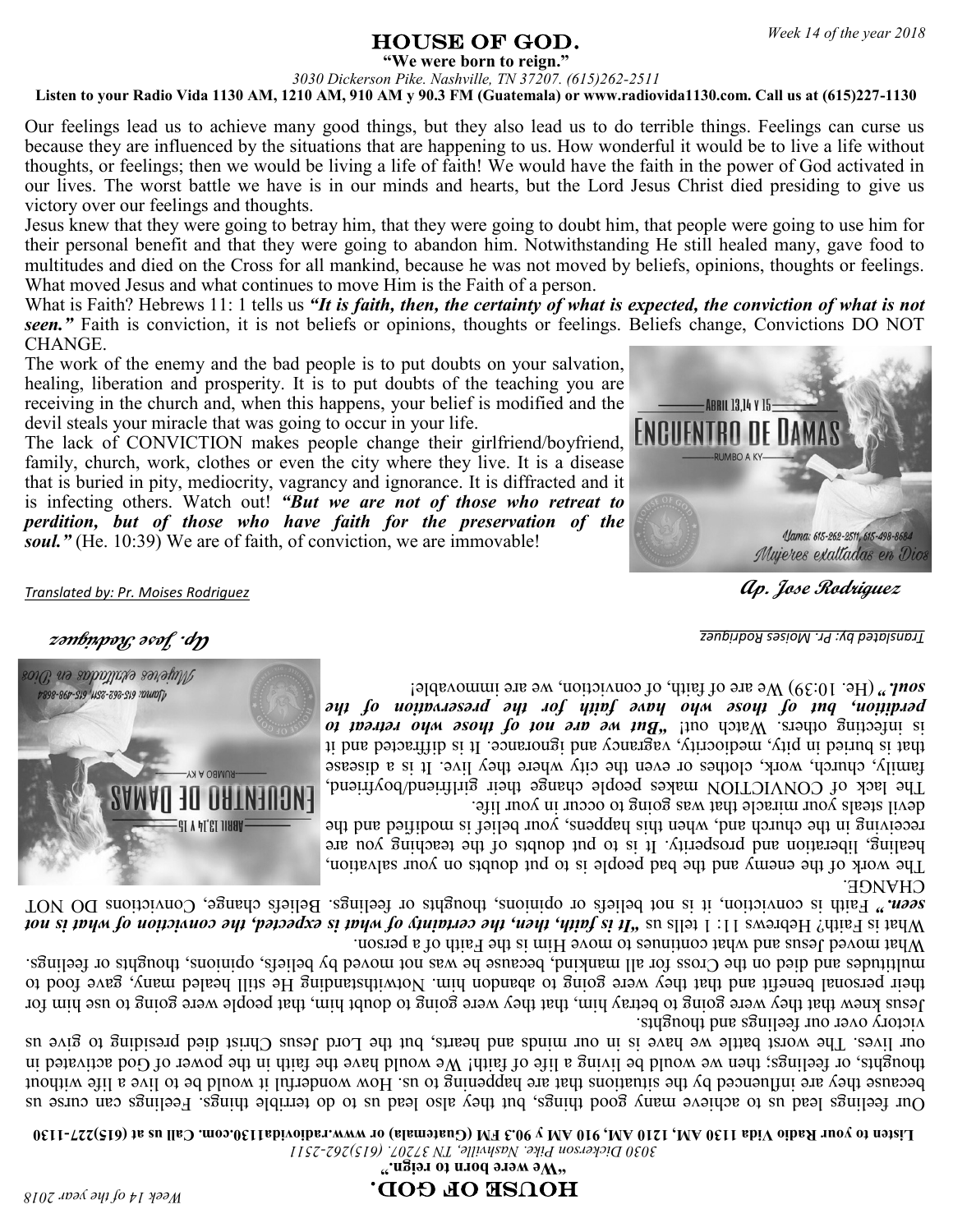Week 14 of the year 2018

# HOUSE OF GOD.

**"We were born to reign."**

*3030 Dickerson Pike. Nashville, TN 37207. (615)262-2511*

**Listen to your Radio Vida 1130 AM, 1210 AM, 910 AM y 90.3 FM (Guatemala) or www.radiovida1130.com. Call us at (615)227-1130**

Our feelings lead us to achieve many good things, but they also lead us to do terrible things. Feelings can curse us because they are influenced by the situations that are happening to us. How wonderful it would be to live a life without thoughts, or feelings; then we would be living a life of faith! We would have the faith in the power of God activated in our lives. The worst battle we have is in our minds and hearts, but the Lord Jesus Christ died presiding to give us victory over our feelings and thoughts.

Jesus knew that they were going to betray him, that they were going to doubt him, that people were going to use him for their personal benefit and that they were going to abandon him. Notwithstanding He still healed many, gave food to multitudes and died on the Cross for all mankind, because he was not moved by beliefs, opinions, thoughts or feelings. What moved Jesus and what continues to move Him is the Faith of a person.

What is Faith? Hebrews 11: 1 tells us ***"It is faith, then, the certainty of what is expected, the conviction of what is not seen."*** Faith is conviction, it is not beliefs or opinions, thoughts or feelings. Beliefs change, Convictions DO NOT CHANGE.

The work of the enemy and the bad people is to put doubts on your salvation, healing, liberation and prosperity. It is to put doubts of the teaching you are receiving in the church and, when this happens, your belief is modified and the devil steals your miracle that was going to occur in your life.

The lack of CONVICTION makes people change their girlfriend/boyfriend, family, church, work, clothes or even the city where they live. It is a disease that is buried in pity, mediocrity, vagrancy and ignorance. It is diffracted and it is infecting others. Watch out! ***"But we are not of those who retreat to perdition, but of those who have faith for the preservation of the soul."*** (He. 10:39) We are of faith, of conviction, we are immovable!

ABRIL 13,14 Y 15
ENCUENTRO DE DAMAS
RUMBO A KY
Llama: 615-262-2511, 615-498-8684
Mujeres exaltadas en Dios

*Translated by: Pr. Moises Rodriguez*

*Ap. Jose Rodriguez*